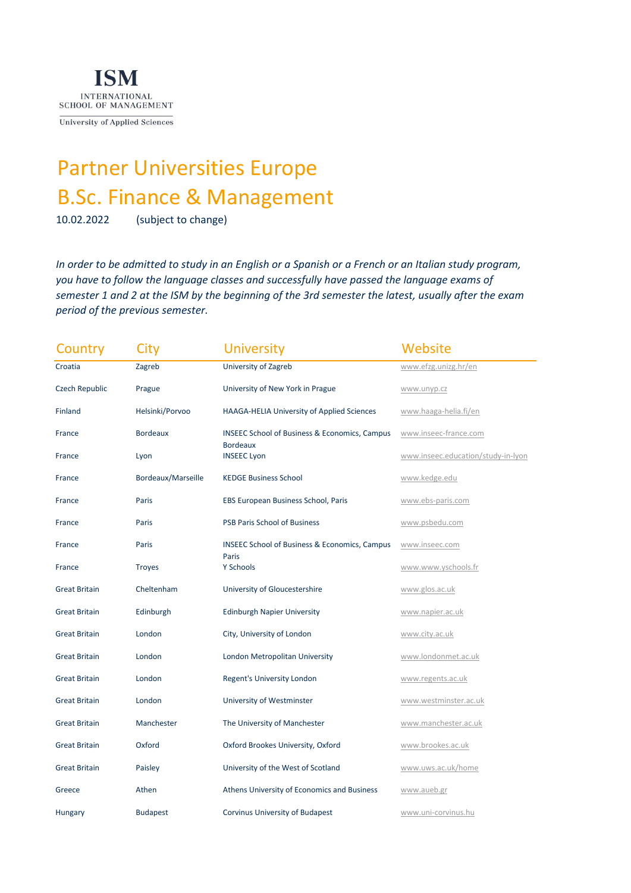ISM
INTERNATIONAL SCHOOL OF MANAGEMENT
University of Applied Sciences

# Partner Universities Europe
# B.Sc. Finance & Management

10.02.2022 (subject to change)

*In order to be admitted to study in an English or a Spanish or a French or an Italian study program, you have to follow the language classes and successfully have passed the language exams of semester 1 and 2 at the ISM by the beginning of the 3rd semester the latest, usually after the exam period of the previous semester.*

| Country | City | University | Website |
|---|---|---|---|
| Croatia | Zagreb | University of Zagreb | www.efzg.unizg.hr/en |
| Czech Republic | Prague | University of New York in Prague | www.unyp.cz |
| Finland | Helsinki/Porvoo | HAAGA-HELIA University of Applied Sciences | www.haaga-helia.fi/en |
| France | Bordeaux | INSEEC School of Business & Economics, Campus Bordeaux | www.inseec-france.com |
| France | Lyon | INSEEC Lyon | www.inseec.education/study-in-lyon |
| France | Bordeaux/Marseille | KEDGE Business School | www.kedge.edu |
| France | Paris | EBS European Business School, Paris | www.ebs-paris.com |
| France | Paris | PSB Paris School of Business | www.psbedu.com |
| France | Paris | INSEEC School of Business & Economics, Campus Paris | www.inseec.com |
| France | Troyes | Y Schools | www.www.yschools.fr |
| Great Britain | Cheltenham | University of Gloucestershire | www.glos.ac.uk |
| Great Britain | Edinburgh | Edinburgh Napier University | www.napier.ac.uk |
| Great Britain | London | City, University of London | www.city.ac.uk |
| Great Britain | London | London Metropolitan University | www.londonmet.ac.uk |
| Great Britain | London | Regent's University London | www.regents.ac.uk |
| Great Britain | London | University of Westminster | www.westminster.ac.uk |
| Great Britain | Manchester | The University of Manchester | www.manchester.ac.uk |
| Great Britain | Oxford | Oxford Brookes University, Oxford | www.brookes.ac.uk |
| Great Britain | Paisley | University of the West of Scotland | www.uws.ac.uk/home |
| Greece | Athen | Athens University of Economics and Business | www.aueb.gr |
| Hungary | Budapest | Corvinus University of Budapest | www.uni-corvinus.hu |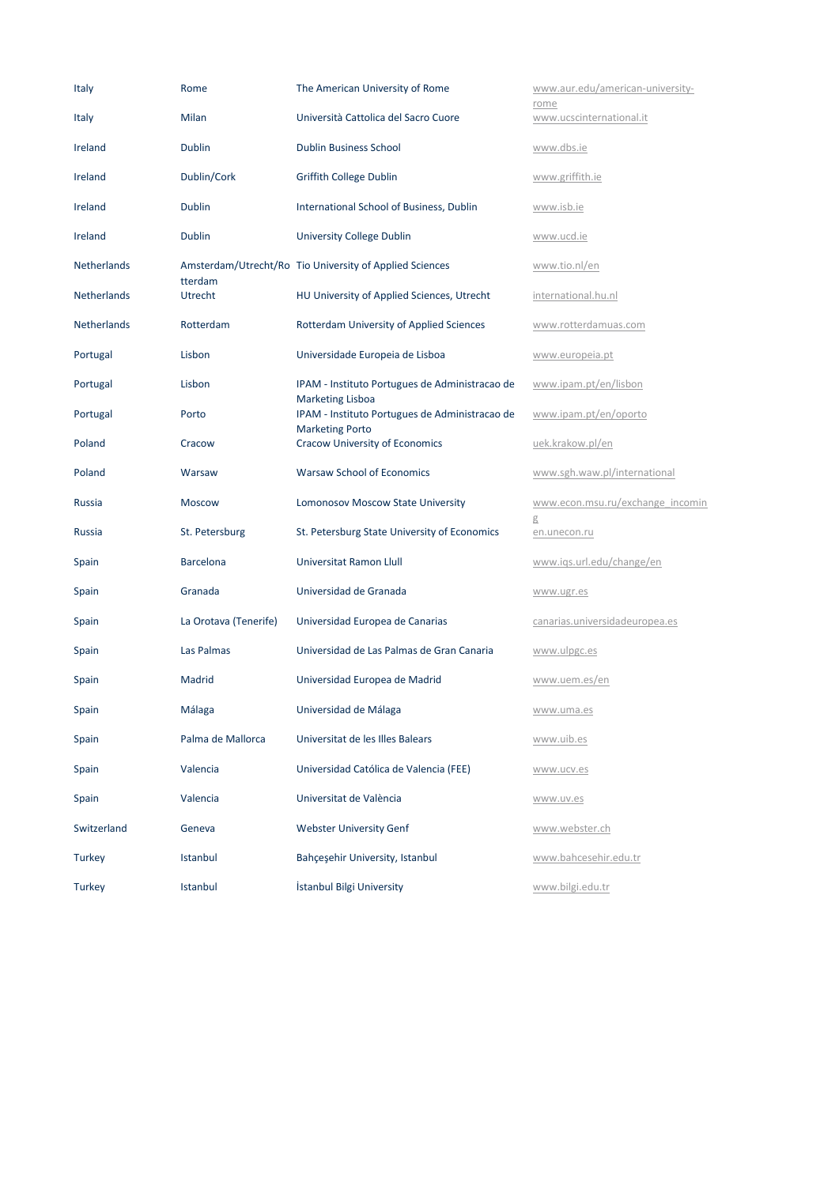| | | | |
|---|---|---|---|
| Italy | Rome | The American University of Rome | www.aur.edu/american-university-rome |
| Italy | Milan | Università Cattolica del Sacro Cuore | www.ucscinternational.it |
| Ireland | Dublin | Dublin Business School | www.dbs.ie |
| Ireland | Dublin/Cork | Griffith College Dublin | www.griffith.ie |
| Ireland | Dublin | International School of Business, Dublin | www.isb.ie |
| Ireland | Dublin | University College Dublin | www.ucd.ie |
| Netherlands | Amsterdam/Utrecht/Rotterdam | Tio University of Applied Sciences | www.tio.nl/en |
| Netherlands | Utrecht | HU University of Applied Sciences, Utrecht | international.hu.nl |
| Netherlands | Rotterdam | Rotterdam University of Applied Sciences | www.rotterdamuas.com |
| Portugal | Lisbon | Universidade Europeia de Lisboa | www.europeia.pt |
| Portugal | Lisbon | IPAM - Instituto Portugues de Administracao de Marketing Lisboa | www.ipam.pt/en/lisbon |
| Portugal | Porto | IPAM - Instituto Portugues de Administracao de Marketing Porto | www.ipam.pt/en/oporto |
| Poland | Cracow | Cracow University of Economics | uek.krakow.pl/en |
| Poland | Warsaw | Warsaw School of Economics | www.sgh.waw.pl/international |
| Russia | Moscow | Lomonosov Moscow State University | www.econ.msu.ru/exchange_incoming |
| Russia | St. Petersburg | St. Petersburg State University of Economics | en.unecon.ru |
| Spain | Barcelona | Universitat Ramon Llull | www.iqs.url.edu/change/en |
| Spain | Granada | Universidad de Granada | www.ugr.es |
| Spain | La Orotava (Tenerife) | Universidad Europea de Canarias | canarias.universidadeuropea.es |
| Spain | Las Palmas | Universidad de Las Palmas de Gran Canaria | www.ulpgc.es |
| Spain | Madrid | Universidad Europea de Madrid | www.uem.es/en |
| Spain | Málaga | Universidad de Málaga | www.uma.es |
| Spain | Palma de Mallorca | Universitat de les Illes Balears | www.uib.es |
| Spain | Valencia | Universidad Católica de Valencia (FEE) | www.ucv.es |
| Spain | Valencia | Universitat de València | www.uv.es |
| Switzerland | Geneva | Webster University Genf | www.webster.ch |
| Turkey | Istanbul | Bahçeşehir University, Istanbul | www.bahcesehir.edu.tr |
| Turkey | Istanbul | İstanbul Bilgi University | www.bilgi.edu.tr |